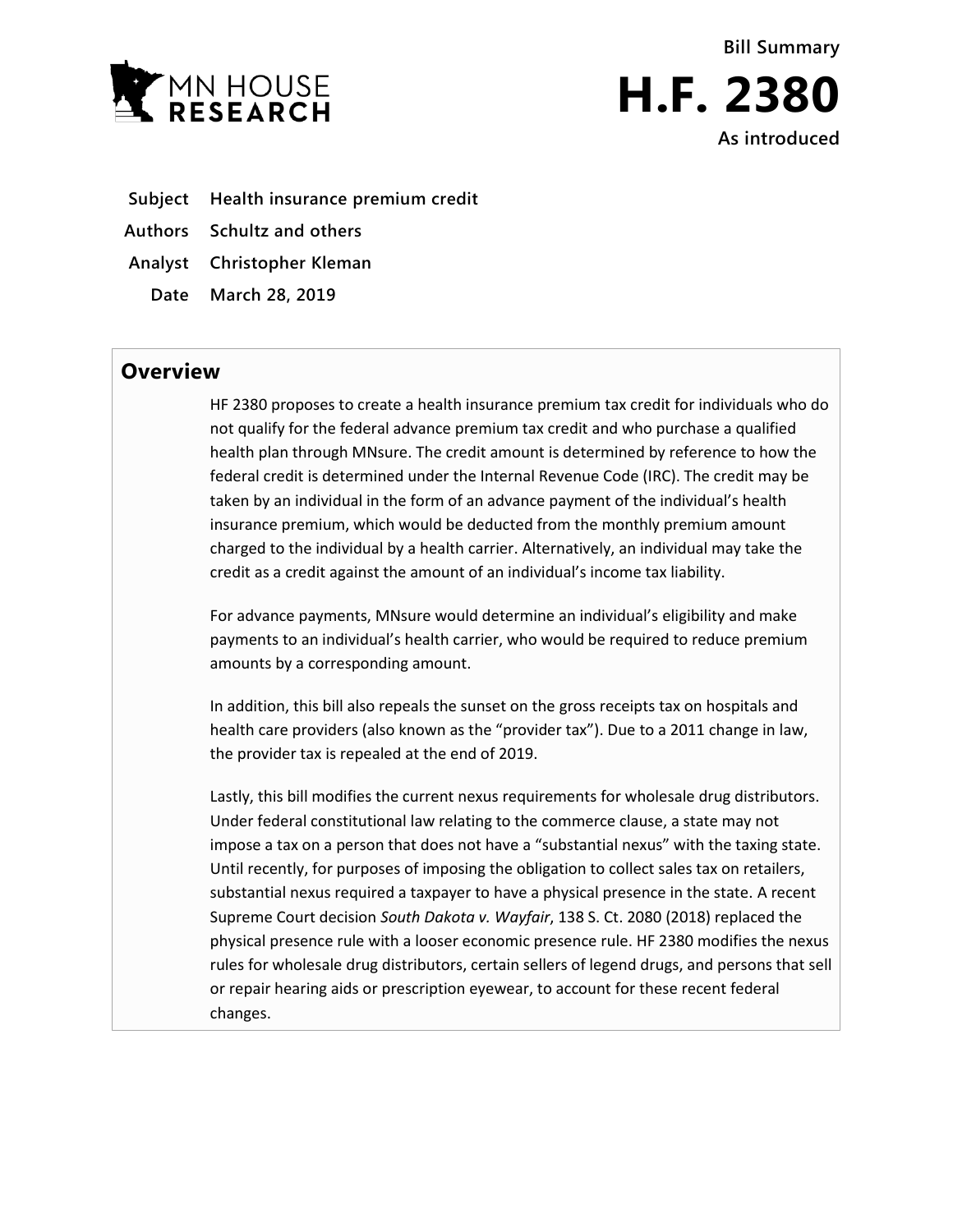MN HOUSE RESEARCH

Bill Summary

# H.F. 2380

As introduced

| | |
|---|---|
| **Subject** | **Health insurance premium credit** |
| **Authors** | **Schultz and others** |
| **Analyst** | **Christopher Kleman** |
| **Date** | **March 28, 2019** |

## Overview

HF 2380 proposes to create a health insurance premium tax credit for individuals who do not qualify for the federal advance premium tax credit and who purchase a qualified health plan through MNsure. The credit amount is determined by reference to how the federal credit is determined under the Internal Revenue Code (IRC). The credit may be taken by an individual in the form of an advance payment of the individual's health insurance premium, which would be deducted from the monthly premium amount charged to the individual by a health carrier. Alternatively, an individual may take the credit as a credit against the amount of an individual's income tax liability.

For advance payments, MNsure would determine an individual's eligibility and make payments to an individual's health carrier, who would be required to reduce premium amounts by a corresponding amount.

In addition, this bill also repeals the sunset on the gross receipts tax on hospitals and health care providers (also known as the "provider tax"). Due to a 2011 change in law, the provider tax is repealed at the end of 2019.

Lastly, this bill modifies the current nexus requirements for wholesale drug distributors. Under federal constitutional law relating to the commerce clause, a state may not impose a tax on a person that does not have a "substantial nexus" with the taxing state. Until recently, for purposes of imposing the obligation to collect sales tax on retailers, substantial nexus required a taxpayer to have a physical presence in the state. A recent Supreme Court decision *South Dakota v. Wayfair*, 138 S. Ct. 2080 (2018) replaced the physical presence rule with a looser economic presence rule. HF 2380 modifies the nexus rules for wholesale drug distributors, certain sellers of legend drugs, and persons that sell or repair hearing aids or prescription eyewear, to account for these recent federal changes.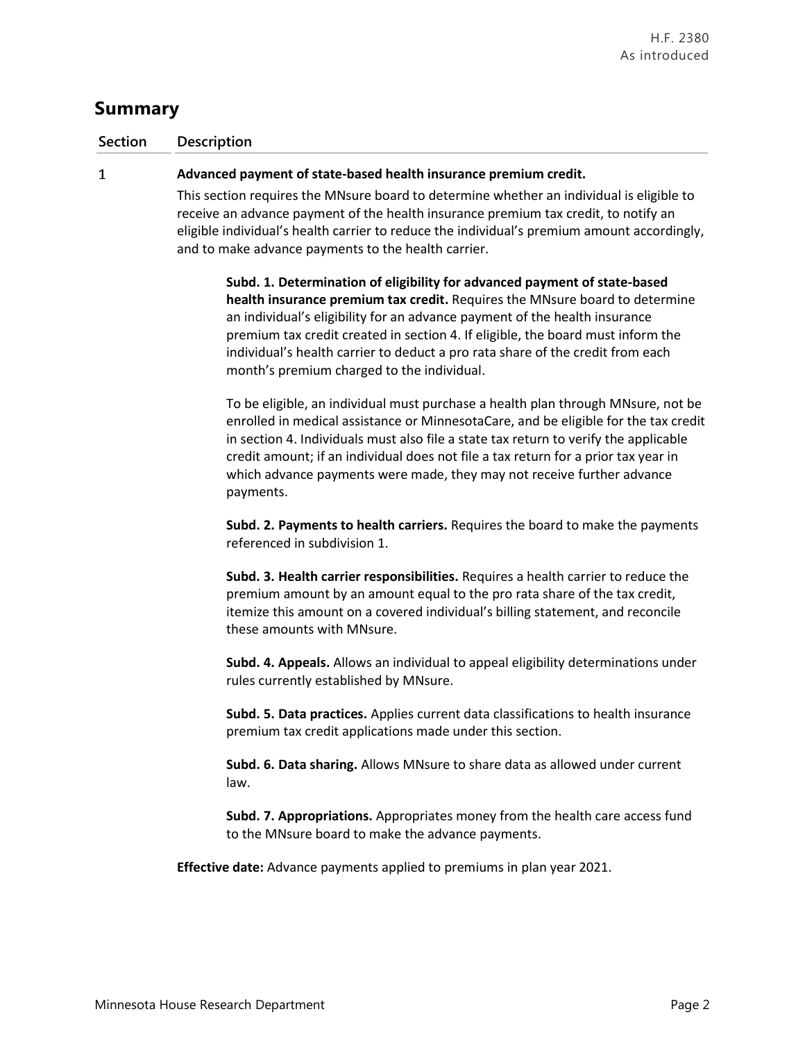## Summary

| Section | Description |
|---|---|
| 1 | **Advanced payment of state-based health insurance premium credit.** |

This section requires the MNsure board to determine whether an individual is eligible to receive an advance payment of the health insurance premium tax credit, to notify an eligible individual's health carrier to reduce the individual's premium amount accordingly, and to make advance payments to the health carrier.

**Subd. 1. Determination of eligibility for advanced payment of state-based health insurance premium tax credit.** Requires the MNsure board to determine an individual's eligibility for an advance payment of the health insurance premium tax credit created in section 4. If eligible, the board must inform the individual's health carrier to deduct a pro rata share of the credit from each month's premium charged to the individual.

To be eligible, an individual must purchase a health plan through MNsure, not be enrolled in medical assistance or MinnesotaCare, and be eligible for the tax credit in section 4. Individuals must also file a state tax return to verify the applicable credit amount; if an individual does not file a tax return for a prior tax year in which advance payments were made, they may not receive further advance payments.

**Subd. 2. Payments to health carriers.** Requires the board to make the payments referenced in subdivision 1.

**Subd. 3. Health carrier responsibilities.** Requires a health carrier to reduce the premium amount by an amount equal to the pro rata share of the tax credit, itemize this amount on a covered individual's billing statement, and reconcile these amounts with MNsure.

**Subd. 4. Appeals.** Allows an individual to appeal eligibility determinations under rules currently established by MNsure.

**Subd. 5. Data practices.** Applies current data classifications to health insurance premium tax credit applications made under this section.

**Subd. 6. Data sharing.** Allows MNsure to share data as allowed under current law.

**Subd. 7. Appropriations.** Appropriates money from the health care access fund to the MNsure board to make the advance payments.

**Effective date:** Advance payments applied to premiums in plan year 2021.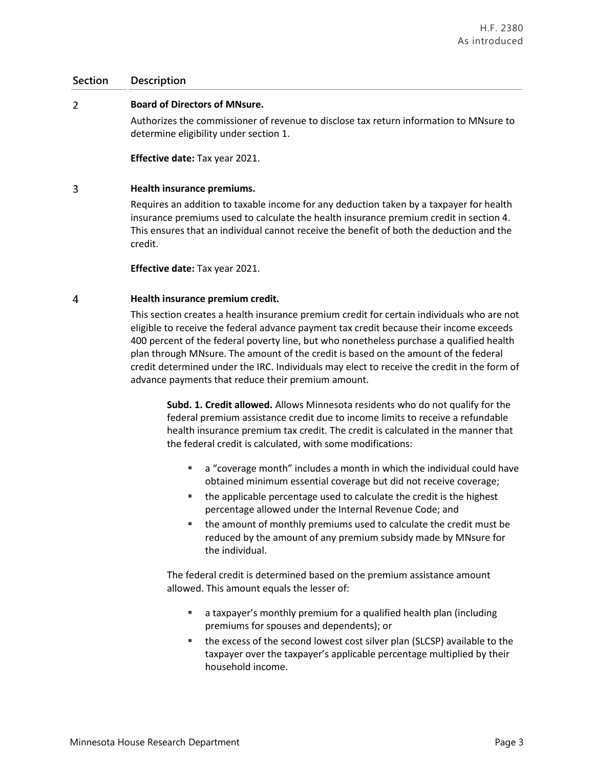| Section | Description |
|---|---|
| 2 | **Board of Directors of MNsure.** |

Authorizes the commissioner of revenue to disclose tax return information to MNsure to determine eligibility under section 1.

**Effective date:** Tax year 2021.

**3 Health insurance premiums.**

Requires an addition to taxable income for any deduction taken by a taxpayer for health insurance premiums used to calculate the health insurance premium credit in section 4. This ensures that an individual cannot receive the benefit of both the deduction and the credit.

**Effective date:** Tax year 2021.

**4 Health insurance premium credit.**

This section creates a health insurance premium credit for certain individuals who are not eligible to receive the federal advance payment tax credit because their income exceeds 400 percent of the federal poverty line, but who nonetheless purchase a qualified health plan through MNsure. The amount of the credit is based on the amount of the federal credit determined under the IRC. Individuals may elect to receive the credit in the form of advance payments that reduce their premium amount.

**Subd. 1. Credit allowed.** Allows Minnesota residents who do not qualify for the federal premium assistance credit due to income limits to receive a refundable health insurance premium tax credit. The credit is calculated in the manner that the federal credit is calculated, with some modifications:

- a "coverage month" includes a month in which the individual could have obtained minimum essential coverage but did not receive coverage;
- the applicable percentage used to calculate the credit is the highest percentage allowed under the Internal Revenue Code; and
- the amount of monthly premiums used to calculate the credit must be reduced by the amount of any premium subsidy made by MNsure for the individual.

The federal credit is determined based on the premium assistance amount allowed. This amount equals the lesser of:

- a taxpayer's monthly premium for a qualified health plan (including premiums for spouses and dependents); or
- the excess of the second lowest cost silver plan (SLCSP) available to the taxpayer over the taxpayer's applicable percentage multiplied by their household income.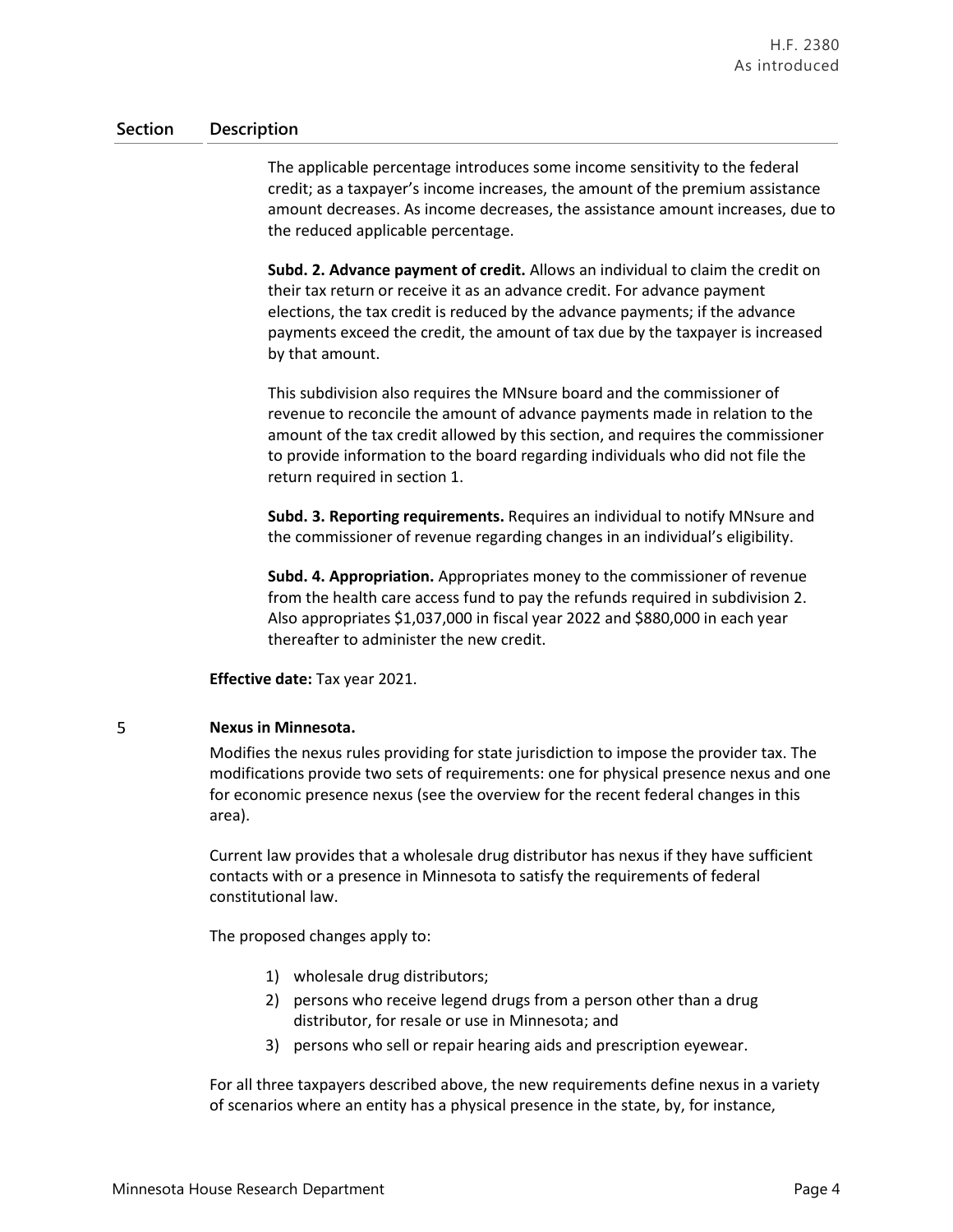| Section | Description |
|---|---|

The applicable percentage introduces some income sensitivity to the federal credit; as a taxpayer's income increases, the amount of the premium assistance amount decreases. As income decreases, the assistance amount increases, due to the reduced applicable percentage.

**Subd. 2. Advance payment of credit.** Allows an individual to claim the credit on their tax return or receive it as an advance credit. For advance payment elections, the tax credit is reduced by the advance payments; if the advance payments exceed the credit, the amount of tax due by the taxpayer is increased by that amount.

This subdivision also requires the MNsure board and the commissioner of revenue to reconcile the amount of advance payments made in relation to the amount of the tax credit allowed by this section, and requires the commissioner to provide information to the board regarding individuals who did not file the return required in section 1.

**Subd. 3. Reporting requirements.** Requires an individual to notify MNsure and the commissioner of revenue regarding changes in an individual's eligibility.

**Subd. 4. Appropriation.** Appropriates money to the commissioner of revenue from the health care access fund to pay the refunds required in subdivision 2. Also appropriates $1,037,000 in fiscal year 2022 and $880,000 in each year thereafter to administer the new credit.

**Effective date:** Tax year 2021.

5 **Nexus in Minnesota.**

Modifies the nexus rules providing for state jurisdiction to impose the provider tax. The modifications provide two sets of requirements: one for physical presence nexus and one for economic presence nexus (see the overview for the recent federal changes in this area).

Current law provides that a wholesale drug distributor has nexus if they have sufficient contacts with or a presence in Minnesota to satisfy the requirements of federal constitutional law.

The proposed changes apply to:

1) wholesale drug distributors;
2) persons who receive legend drugs from a person other than a drug distributor, for resale or use in Minnesota; and
3) persons who sell or repair hearing aids and prescription eyewear.

For all three taxpayers described above, the new requirements define nexus in a variety of scenarios where an entity has a physical presence in the state, by, for instance,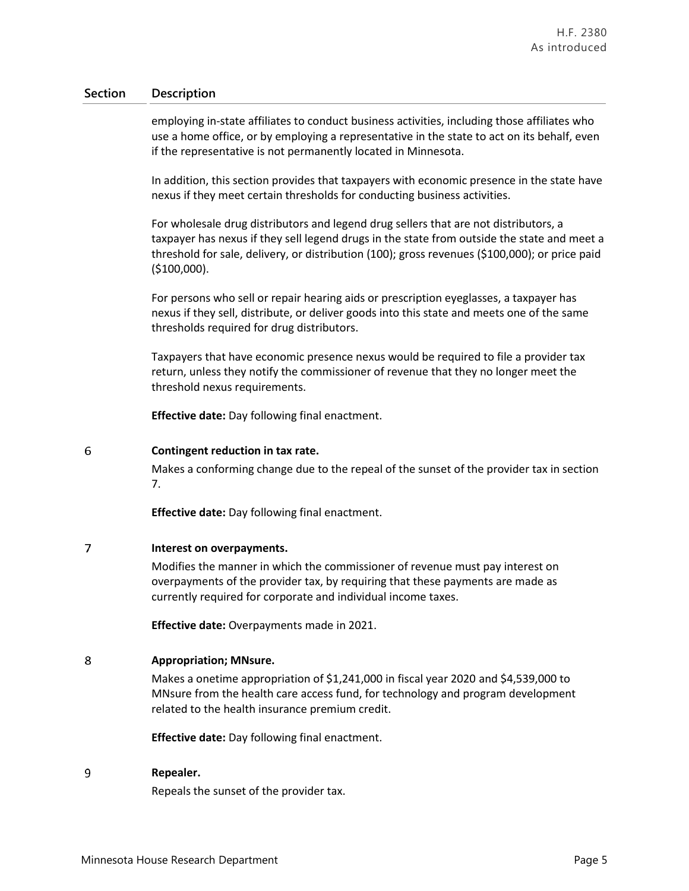| Section | Description |
|---|---|
| | employing in-state affiliates to conduct business activities, including those affiliates who use a home office, or by employing a representative in the state to act on its behalf, even if the representative is not permanently located in Minnesota.<br><br>In addition, this section provides that taxpayers with economic presence in the state have nexus if they meet certain thresholds for conducting business activities.<br><br>For wholesale drug distributors and legend drug sellers that are not distributors, a taxpayer has nexus if they sell legend drugs in the state from outside the state and meet a threshold for sale, delivery, or distribution (100); gross revenues ($100,000); or price paid ($100,000).<br><br>For persons who sell or repair hearing aids or prescription eyeglasses, a taxpayer has nexus if they sell, distribute, or deliver goods into this state and meets one of the same thresholds required for drug distributors.<br><br>Taxpayers that have economic presence nexus would be required to file a provider tax return, unless they notify the commissioner of revenue that they no longer meet the threshold nexus requirements.<br><br>**Effective date:** Day following final enactment. |
| 6 | **Contingent reduction in tax rate.**<br>Makes a conforming change due to the repeal of the sunset of the provider tax in section 7.<br><br>**Effective date:** Day following final enactment. |
| 7 | **Interest on overpayments.**<br>Modifies the manner in which the commissioner of revenue must pay interest on overpayments of the provider tax, by requiring that these payments are made as currently required for corporate and individual income taxes.<br><br>**Effective date:** Overpayments made in 2021. |
| 8 | **Appropriation; MNsure.**<br>Makes a onetime appropriation of $1,241,000 in fiscal year 2020 and $4,539,000 to MNsure from the health care access fund, for technology and program development related to the health insurance premium credit.<br><br>**Effective date:** Day following final enactment. |
| 9 | **Repealer.**<br>Repeals the sunset of the provider tax. |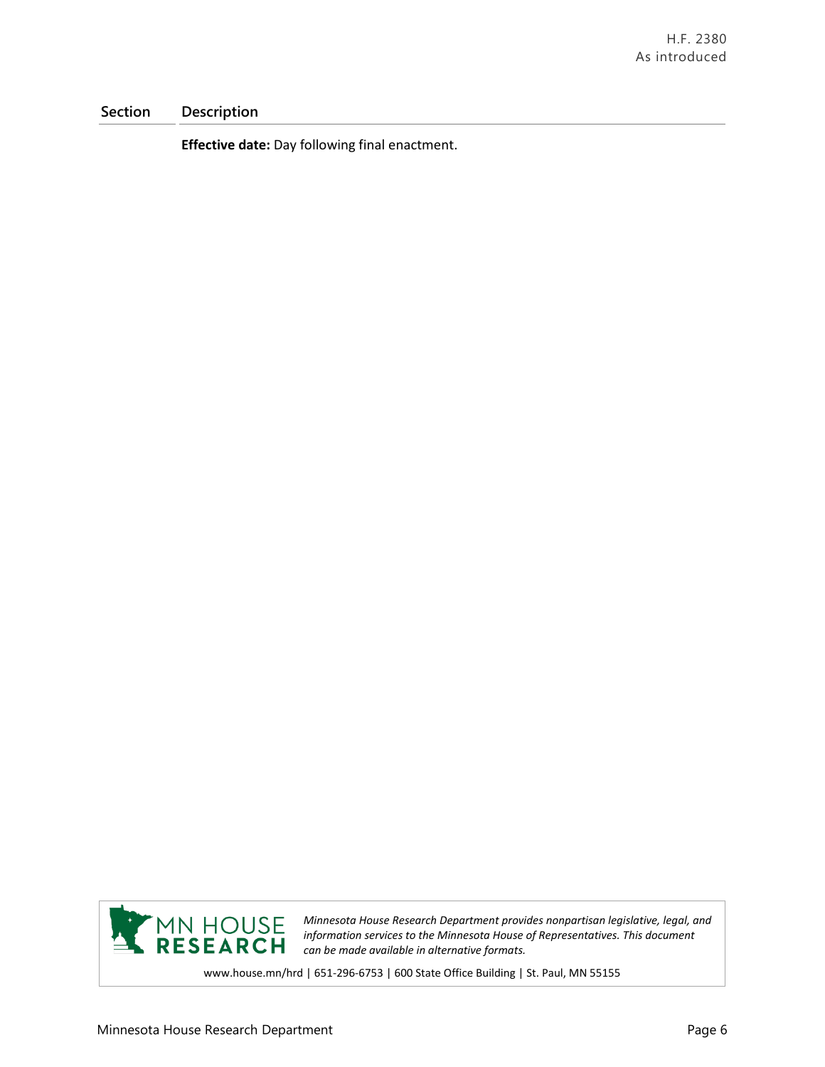| Section | Description |
|---|---|
| | **Effective date:** Day following final enactment. |

MN HOUSE RESEARCH

*Minnesota House Research Department provides nonpartisan legislative, legal, and information services to the Minnesota House of Representatives. This document can be made available in alternative formats.*

www.house.mn/hrd | 651-296-6753 | 600 State Office Building | St. Paul, MN 55155